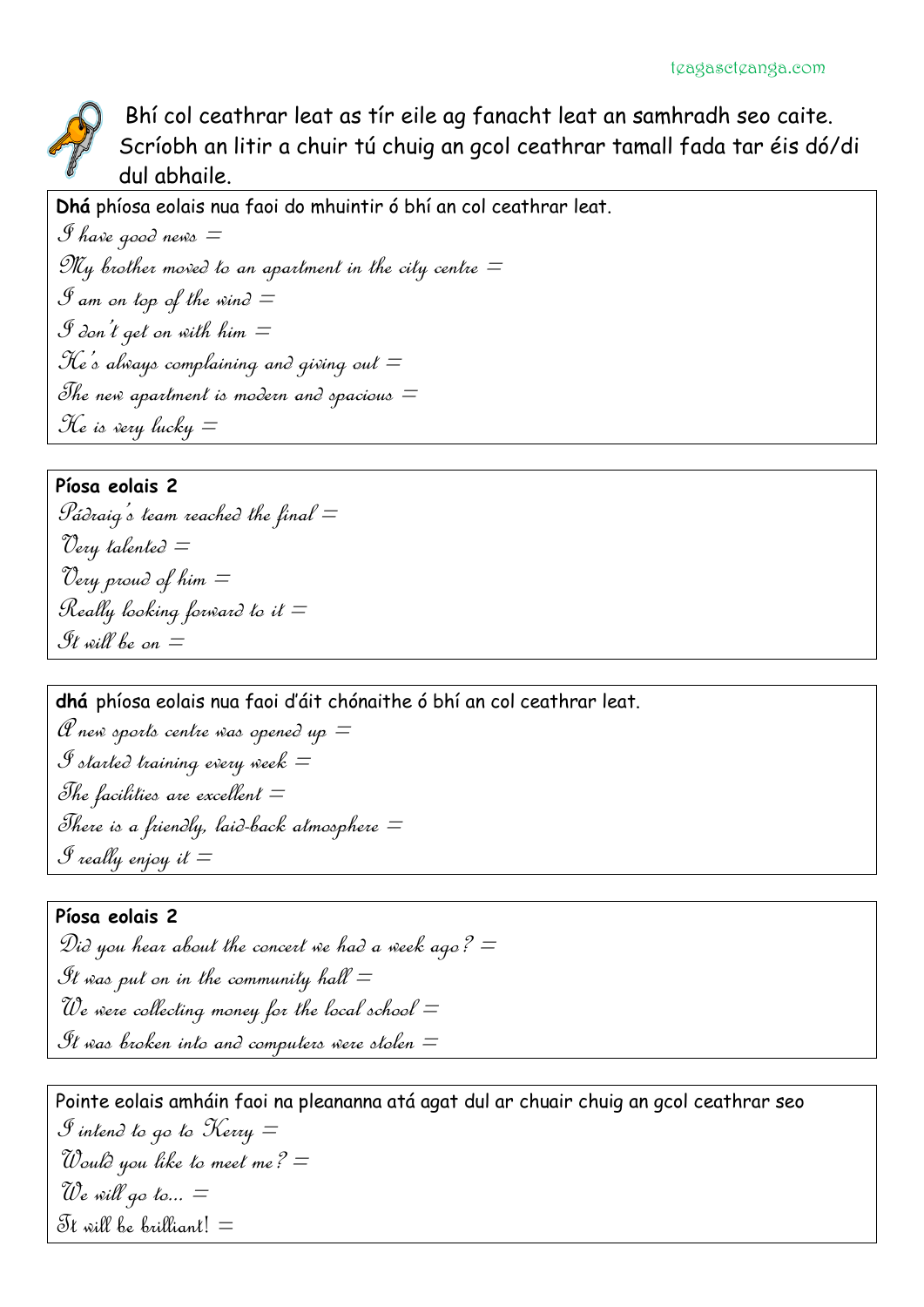Bhí col ceathrar leat as tír eile ag fanacht leat an samhradh seo caite. Scríobh an litir a chuir tú chuig an gcol ceathrar tamall fada tar éis dó/di dul abhaile.

**Dhá** phíosa eolais nua faoi do mhuintir ó bhí an col ceathrar leat.

*I have good news =*

*My brother moved to an apartment in the city centre =*

*I am on top of the wind =*

*I don't get on with him =*

*He's always complaining and giving out =*

*The new apartment is modern and spacious =*

*He is very lucky =*

**Píosa eolais 2**

*Pádraig's team reached the final =*

*Very talented =*

*Very proud of him =*

*Really looking forward to it =*

*It will be on =*

**dhá** phíosa eolais nua faoi d'áit chónaithe ó bhí an col ceathrar leat.

*A new sports centre was opened up =*

*I started training every week =*

*The facilities are excellent =*

*There is a friendly, laid-back atmosphere =*

*I really enjoy it =*

**Píosa eolais 2**

*Did you hear about the concert we had a week ago? =*

*It was put on in the community hall =*

*We were collecting money for the local school =*

*It was broken into and computers were stolen =*

Pointe eolais amháin faoi na pleananna atá agat dul ar chuair chuig an gcol ceathrar seo

*I intend to go to Kerry =*

*Would you like to meet me? =*

*We will go to... =*

*It will be brilliant! =*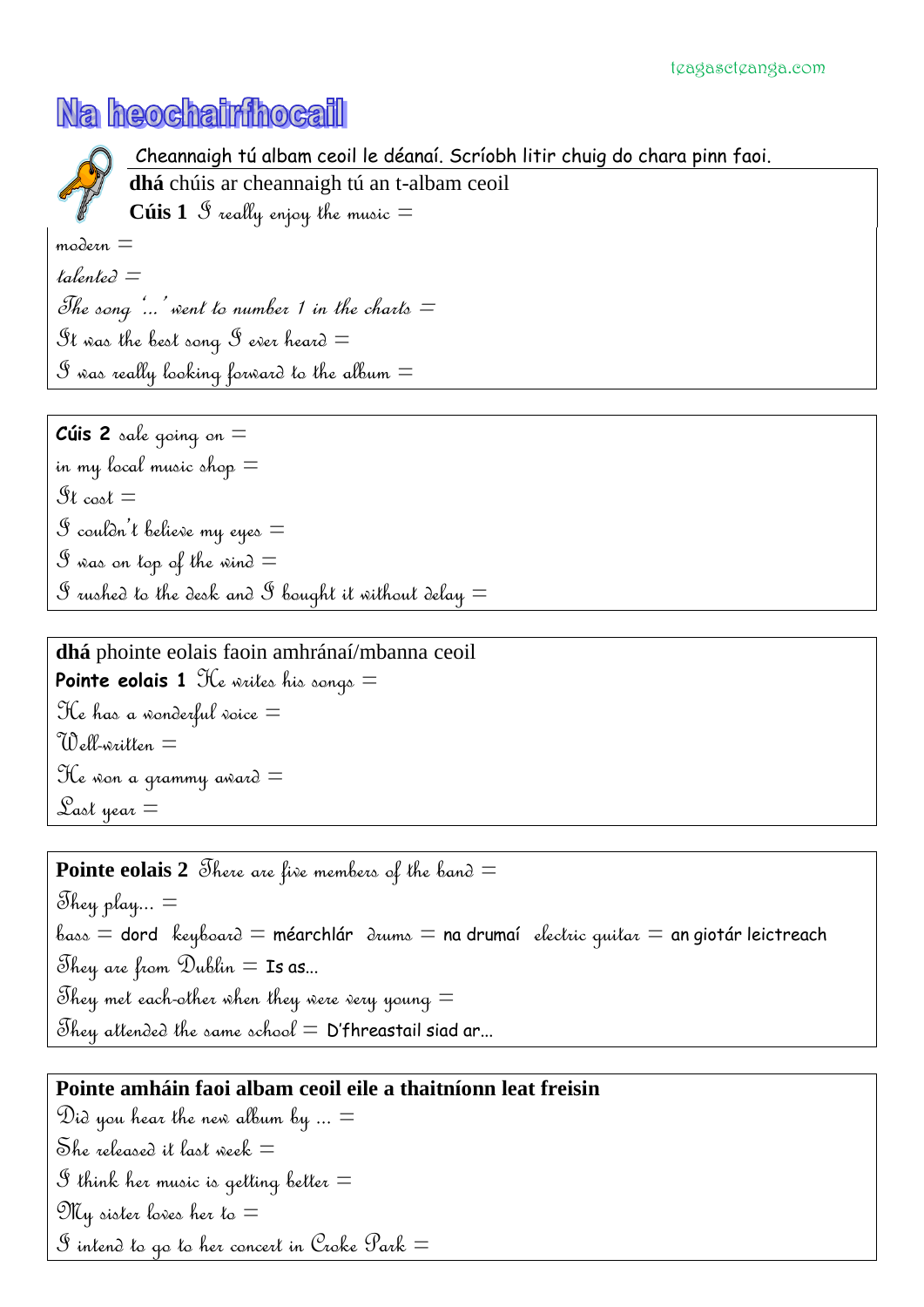# Na heochairfhocail

Cheannaigh tú albam ceoil le déanaí. Scríobh litir chuig do chara pinn faoi.

**dhá** chúis ar cheannaigh tú an t-albam ceoil

**Cúis 1** I really enjoy the music =

modern =

talented =

The song '...' went to number 1 in the charts =

It was the best song I ever heard =

I was really looking forward to the album =

**Cúis 2** sale going on =

in my local music shop =

It cost =

I couldn't believe my eyes =

I was on top of the wind =

I rushed to the desk and I bought it without delay =

**dhá** phointe eolais faoin amhránaí/mbanna ceoil

**Pointe eolais 1** He writes his songs =

He has a wonderful voice =

Well-written =

He won a grammy award =

Last year =

**Pointe eolais 2** There are five members of the band =

They play... =

bass = dord  keyboard = méarchlár  drums = na drumaí  electric guitar = an giotár leictreach

They are from Dublin = Is as...

They met each-other when they were very young =

They attended the same school = D'fhreastail siad ar...

**Pointe amháin faoi albam ceoil eile a thaitníonn leat freisin**

Did you hear the new album by ... =

She released it last week =

I think her music is getting better =

My sister loves her to =

I intend to go to her concert in Croke Park =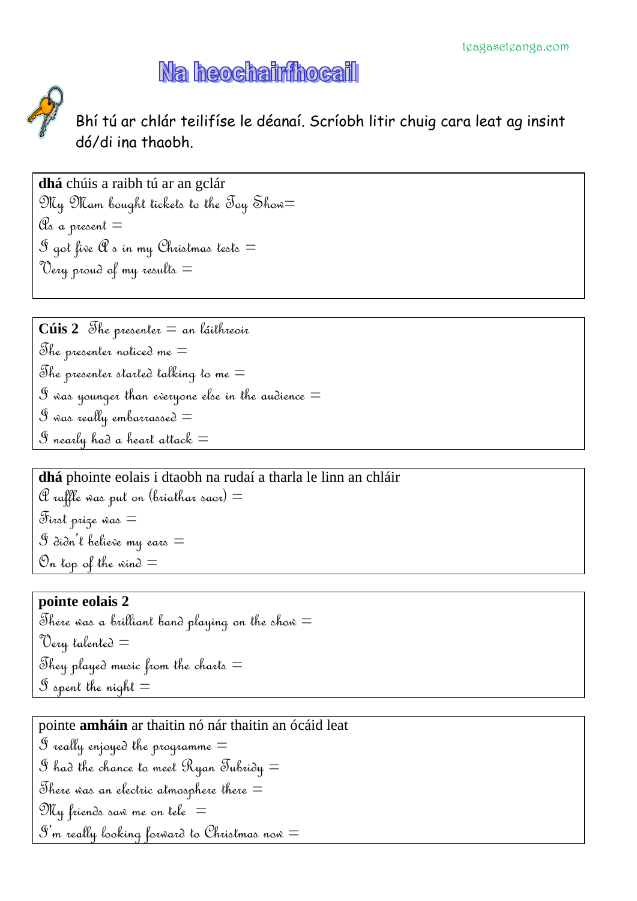teagascteanga.com

# Na heochairfhocail

Bhí tú ar chlár teilifíse le déanaí. Scríobh litir chuig cara leat ag insint dó/di ina thaobh.

**dhá** chúis a raibh tú ar an gclár

My Mam bought tickets to the Toy Show=

As a present =

I got five A s in my Christmas tests =

Very proud of my results =

**Cúis 2** The presenter = an láithreoir

The presenter noticed me =

The presenter started talking to me =

I was younger than everyone else in the audience =

I was really embarrassed =

I nearly had a heart attack =

**dhá** phointe eolais i dtaobh na rudaí a tharla le linn an chláir

A raffle was put on (briathar saor) =

First prize was =

I didn't believe my ears =

On top of the wind =

**pointe eolais 2**

There was a brilliant band playing on the show =

Very talented =

They played music from the charts =

I spent the night =

pointe **amháin** ar thaitin nó nár thaitin an ócáid leat

I really enjoyed the programme =

I had the chance to meet Ryan Tubridy =

There was an electric atmosphere there =

My friends saw me on tele =

I'm really looking forward to Christmas now =